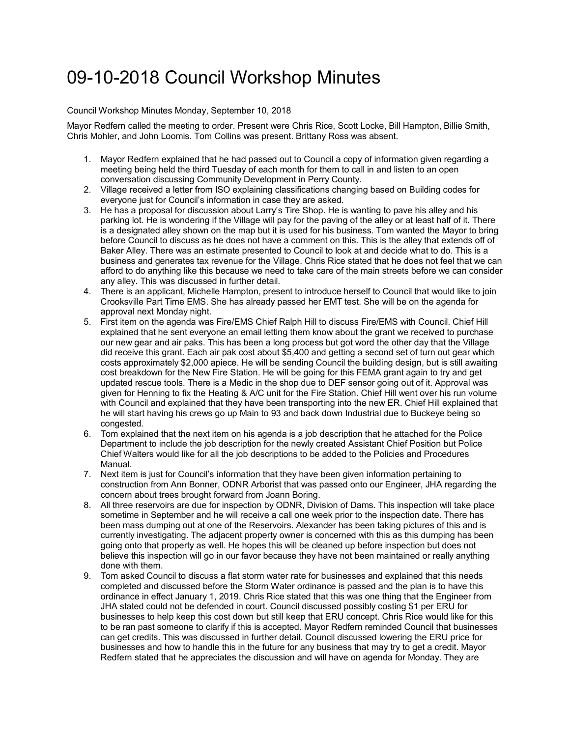# 09-10-2018 Council Workshop Minutes

Council Workshop Minutes Monday, September 10, 2018

Mayor Redfern called the meeting to order. Present were Chris Rice, Scott Locke, Bill Hampton, Billie Smith, Chris Mohler, and John Loomis. Tom Collins was present. Brittany Ross was absent.

1. Mayor Redfern explained that he had passed out to Council a copy of information given regarding a meeting being held the third Tuesday of each month for them to call in and listen to an open conversation discussing Community Development in Perry County.
2. Village received a letter from ISO explaining classifications changing based on Building codes for everyone just for Council's information in case they are asked.
3. He has a proposal for discussion about Larry's Tire Shop. He is wanting to pave his alley and his parking lot. He is wondering if the Village will pay for the paving of the alley or at least half of it. There is a designated alley shown on the map but it is used for his business. Tom wanted the Mayor to bring before Council to discuss as he does not have a comment on this. This is the alley that extends off of Baker Alley. There was an estimate presented to Council to look at and decide what to do. This is a business and generates tax revenue for the Village. Chris Rice stated that he does not feel that we can afford to do anything like this because we need to take care of the main streets before we can consider any alley. This was discussed in further detail.
4. There is an applicant, Michelle Hampton, present to introduce herself to Council that would like to join Crooksville Part Time EMS. She has already passed her EMT test. She will be on the agenda for approval next Monday night.
5. First item on the agenda was Fire/EMS Chief Ralph Hill to discuss Fire/EMS with Council. Chief Hill explained that he sent everyone an email letting them know about the grant we received to purchase our new gear and air paks. This has been a long process but got word the other day that the Village did receive this grant. Each air pak cost about $5,400 and getting a second set of turn out gear which costs approximately $2,000 apiece. He will be sending Council the building design, but is still awaiting cost breakdown for the New Fire Station. He will be going for this FEMA grant again to try and get updated rescue tools. There is a Medic in the shop due to DEF sensor going out of it. Approval was given for Henning to fix the Heating & A/C unit for the Fire Station. Chief Hill went over his run volume with Council and explained that they have been transporting into the new ER. Chief Hill explained that he will start having his crews go up Main to 93 and back down Industrial due to Buckeye being so congested.
6. Tom explained that the next item on his agenda is a job description that he attached for the Police Department to include the job description for the newly created Assistant Chief Position but Police Chief Walters would like for all the job descriptions to be added to the Policies and Procedures Manual.
7. Next item is just for Council's information that they have been given information pertaining to construction from Ann Bonner, ODNR Arborist that was passed onto our Engineer, JHA regarding the concern about trees brought forward from Joann Boring.
8. All three reservoirs are due for inspection by ODNR, Division of Dams. This inspection will take place sometime in September and he will receive a call one week prior to the inspection date. There has been mass dumping out at one of the Reservoirs. Alexander has been taking pictures of this and is currently investigating. The adjacent property owner is concerned with this as this dumping has been going onto that property as well. He hopes this will be cleaned up before inspection but does not believe this inspection will go in our favor because they have not been maintained or really anything done with them.
9. Tom asked Council to discuss a flat storm water rate for businesses and explained that this needs completed and discussed before the Storm Water ordinance is passed and the plan is to have this ordinance in effect January 1, 2019. Chris Rice stated that this was one thing that the Engineer from JHA stated could not be defended in court. Council discussed possibly costing $1 per ERU for businesses to help keep this cost down but still keep that ERU concept. Chris Rice would like for this to be ran past someone to clarify if this is accepted. Mayor Redfern reminded Council that businesses can get credits. This was discussed in further detail. Council discussed lowering the ERU price for businesses and how to handle this in the future for any business that may try to get a credit. Mayor Redfern stated that he appreciates the discussion and will have on agenda for Monday. They are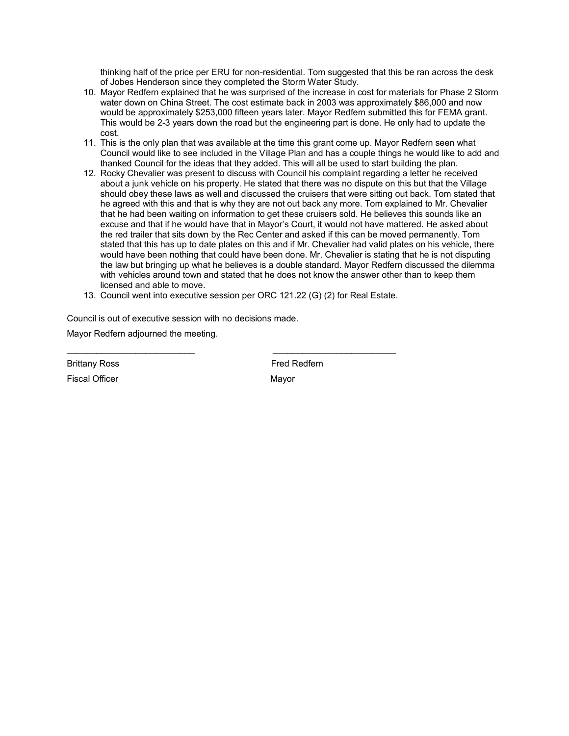thinking half of the price per ERU for non-residential. Tom suggested that this be ran across the desk of Jobes Henderson since they completed the Storm Water Study.

10. Mayor Redfern explained that he was surprised of the increase in cost for materials for Phase 2 Storm water down on China Street. The cost estimate back in 2003 was approximately $86,000 and now would be approximately $253,000 fifteen years later. Mayor Redfern submitted this for FEMA grant. This would be 2-3 years down the road but the engineering part is done. He only had to update the cost.
11. This is the only plan that was available at the time this grant come up. Mayor Redfern seen what Council would like to see included in the Village Plan and has a couple things he would like to add and thanked Council for the ideas that they added. This will all be used to start building the plan.
12. Rocky Chevalier was present to discuss with Council his complaint regarding a letter he received about a junk vehicle on his property. He stated that there was no dispute on this but that the Village should obey these laws as well and discussed the cruisers that were sitting out back. Tom stated that he agreed with this and that is why they are not out back any more. Tom explained to Mr. Chevalier that he had been waiting on information to get these cruisers sold. He believes this sounds like an excuse and that if he would have that in Mayor's Court, it would not have mattered. He asked about the red trailer that sits down by the Rec Center and asked if this can be moved permanently. Tom stated that this has up to date plates on this and if Mr. Chevalier had valid plates on his vehicle, there would have been nothing that could have been done. Mr. Chevalier is stating that he is not disputing the law but bringing up what he believes is a double standard. Mayor Redfern discussed the dilemma with vehicles around town and stated that he does not know the answer other than to keep them licensed and able to move.
13. Council went into executive session per ORC 121.22 (G) (2) for Real Estate.

Council is out of executive session with no decisions made.

Mayor Redfern adjourned the meeting.

\_\_\_\_\_\_\_\_\_\_\_\_\_\_\_\_\_\_\_\_\_\_\_\_\_\_ \_\_\_\_\_\_\_\_\_\_\_\_\_\_\_\_\_\_\_\_\_\_\_\_\_\_

Brittany Ross — Fiscal Officer

Fred Redfern — Mayor